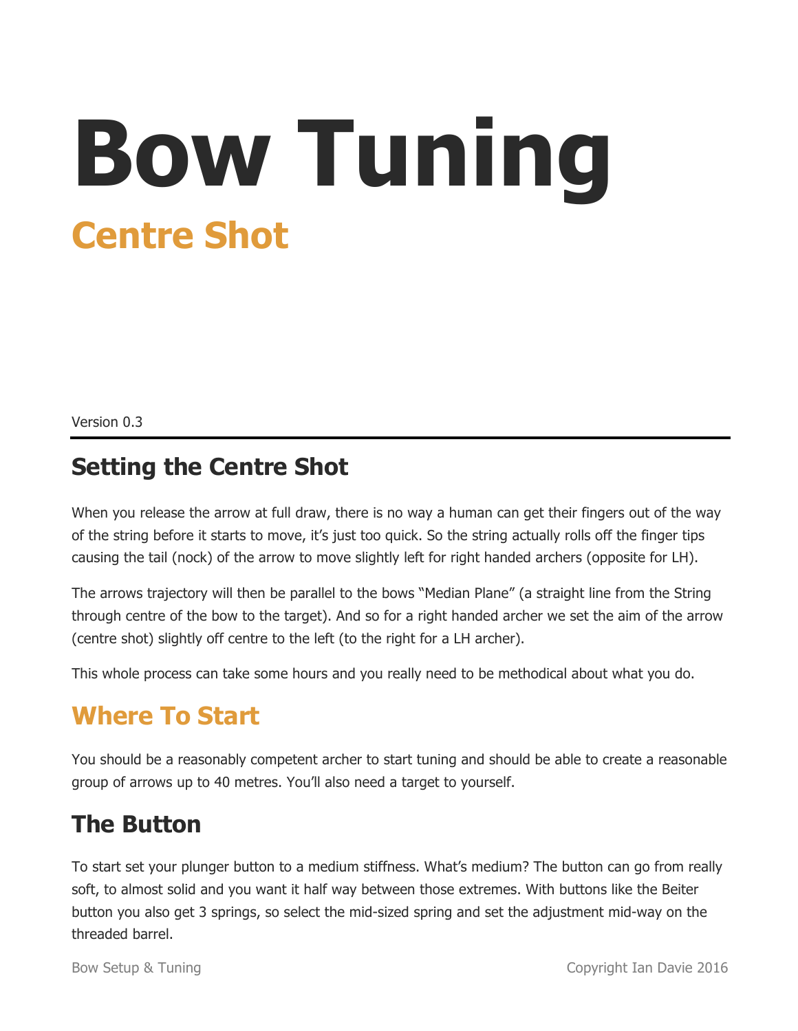# Bow Tuning

## Centre Shot

Version 0.3

## Setting the Centre Shot

When you release the arrow at full draw, there is no way a human can get their fingers out of the way of the string before it starts to move, it's just too quick. So the string actually rolls off the finger tips causing the tail (nock) of the arrow to move slightly left for right handed archers (opposite for LH).

The arrows trajectory will then be parallel to the bows "Median Plane" (a straight line from the String through centre of the bow to the target). And so for a right handed archer we set the aim of the arrow (centre shot) slightly off centre to the left (to the right for a LH archer).

This whole process can take some hours and you really need to be methodical about what you do.

## Where To Start

You should be a reasonably competent archer to start tuning and should be able to create a reasonable group of arrows up to 40 metres. You'll also need a target to yourself.

## The Button

To start set your plunger button to a medium stiffness. What's medium? The button can go from really soft, to almost solid and you want it half way between those extremes. With buttons like the Beiter button you also get 3 springs, so select the mid-sized spring and set the adjustment mid-way on the threaded barrel.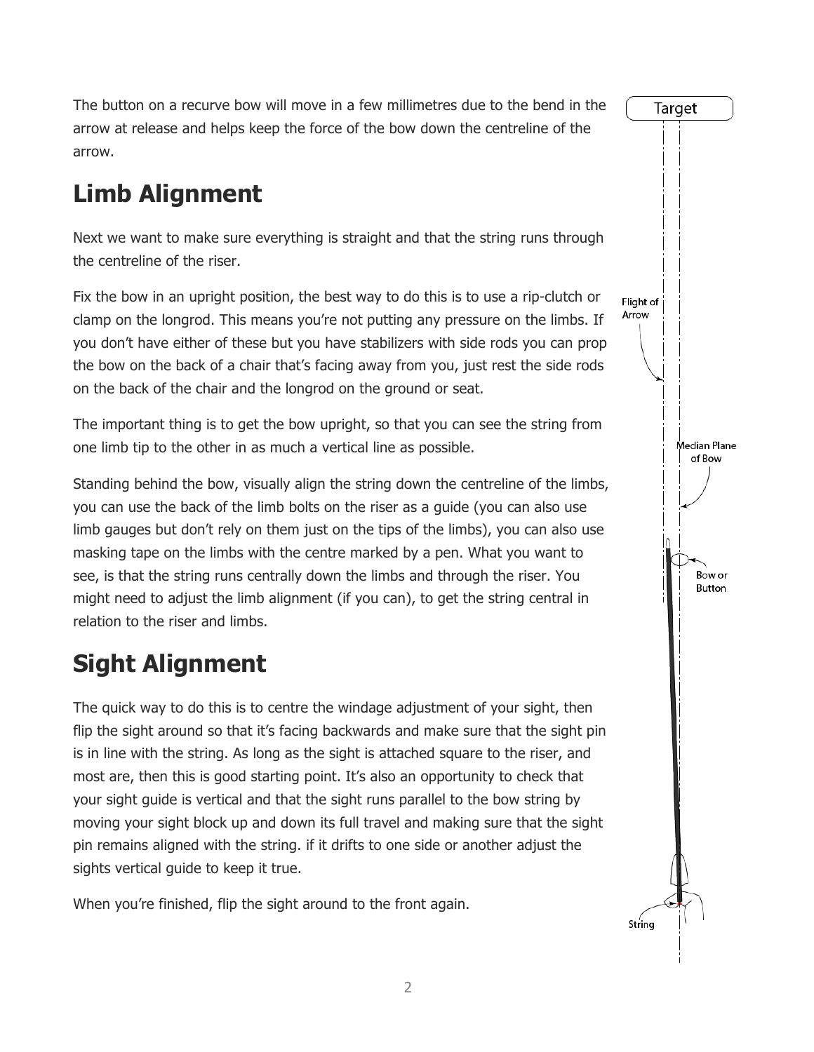The button on a recurve bow will move in a few millimetres due to the bend in the arrow at release and helps keep the force of the bow down the centreline of the arrow.

## Limb Alignment

Next we want to make sure everything is straight and that the string runs through the centreline of the riser.

Fix the bow in an upright position, the best way to do this is to use a rip-clutch or clamp on the longrod. This means you're not putting any pressure on the limbs. If you don't have either of these but you have stabilizers with side rods you can prop the bow on the back of a chair that's facing away from you, just rest the side rods on the back of the chair and the longrod on the ground or seat.

The important thing is to get the bow upright, so that you can see the string from one limb tip to the other in as much a vertical line as possible.

Standing behind the bow, visually align the string down the centreline of the limbs, you can use the back of the limb bolts on the riser as a guide (you can also use limb gauges but don't rely on them just on the tips of the limbs), you can also use masking tape on the limbs with the centre marked by a pen. What you want to see, is that the string runs centrally down the limbs and through the riser. You might need to adjust the limb alignment (if you can), to get the string central in relation to the riser and limbs.

## Sight Alignment

The quick way to do this is to centre the windage adjustment of your sight, then flip the sight around so that it's facing backwards and make sure that the sight pin is in line with the string. As long as the sight is attached square to the riser, and most are, then this is good starting point. It's also an opportunity to check that your sight guide is vertical and that the sight runs parallel to the bow string by moving your sight block up and down its full travel and making sure that the sight pin remains aligned with the string. if it drifts to one side or another adjust the sights vertical guide to keep it true.

When you're finished, flip the sight around to the front again.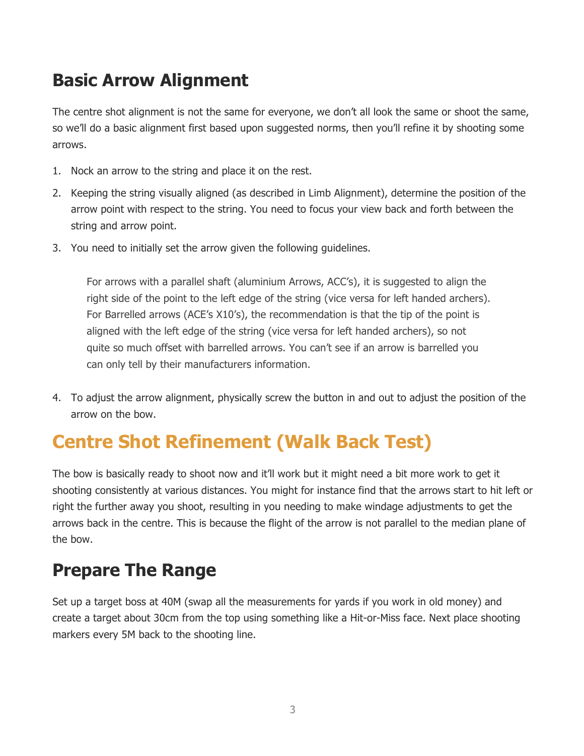## Basic Arrow Alignment

The centre shot alignment is not the same for everyone, we don't all look the same or shoot the same, so we'll do a basic alignment first based upon suggested norms, then you'll refine it by shooting some arrows.

1. Nock an arrow to the string and place it on the rest.
2. Keeping the string visually aligned (as described in Limb Alignment), determine the position of the arrow point with respect to the string. You need to focus your view back and forth between the string and arrow point.
3. You need to initially set the arrow given the following guidelines.

   > For arrows with a parallel shaft (aluminium Arrows, ACC's), it is suggested to align the right side of the point to the left edge of the string (vice versa for left handed archers). For Barrelled arrows (ACE's X10's), the recommendation is that the tip of the point is aligned with the left edge of the string (vice versa for left handed archers), so not quite so much offset with barrelled arrows. You can't see if an arrow is barrelled you can only tell by their manufacturers information.

4. To adjust the arrow alignment, physically screw the button in and out to adjust the position of the arrow on the bow.

# Centre Shot Refinement (Walk Back Test)

The bow is basically ready to shoot now and it'll work but it might need a bit more work to get it shooting consistently at various distances. You might for instance find that the arrows start to hit left or right the further away you shoot, resulting in you needing to make windage adjustments to get the arrows back in the centre. This is because the flight of the arrow is not parallel to the median plane of the bow.

## Prepare The Range

Set up a target boss at 40M (swap all the measurements for yards if you work in old money) and create a target about 30cm from the top using something like a Hit-or-Miss face. Next place shooting markers every 5M back to the shooting line.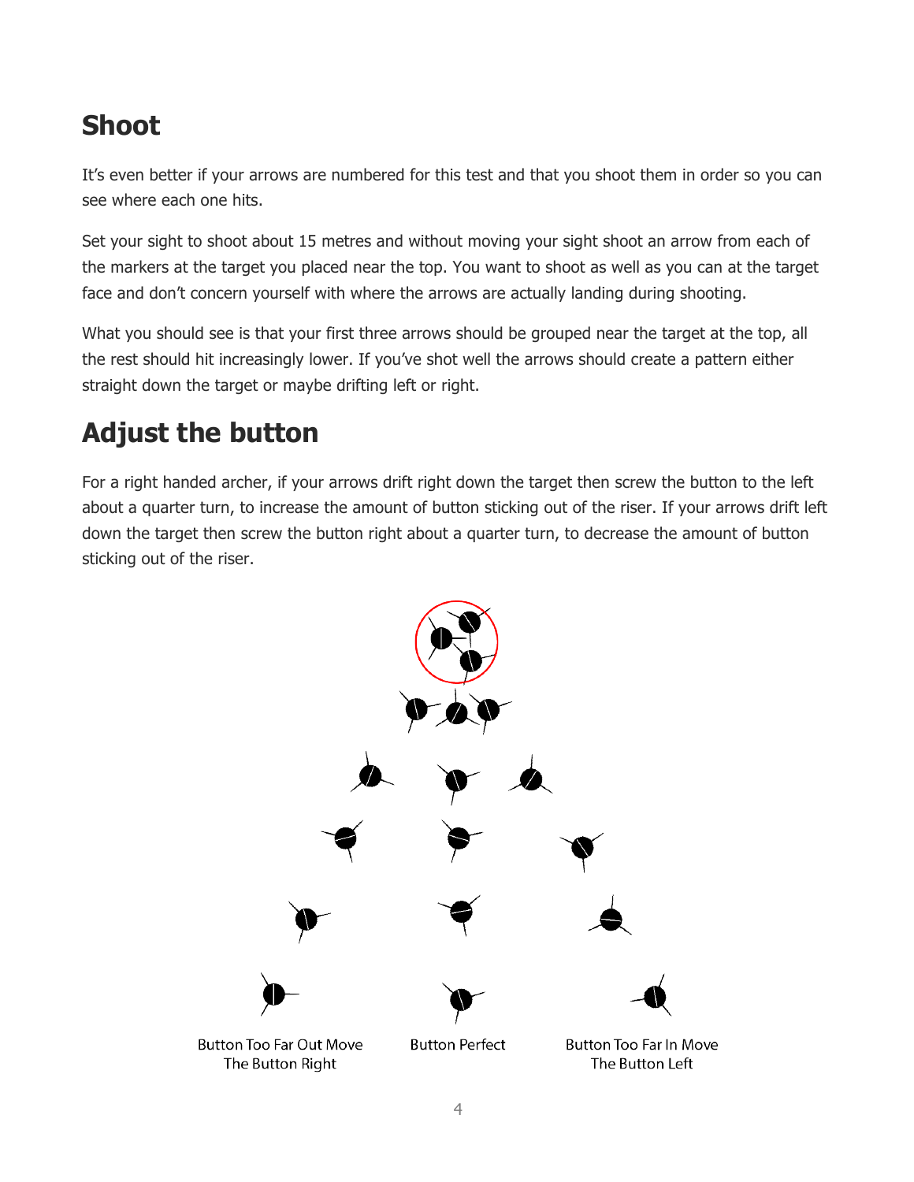## Shoot

It's even better if your arrows are numbered for this test and that you shoot them in order so you can see where each one hits.

Set your sight to shoot about 15 metres and without moving your sight shoot an arrow from each of the markers at the target you placed near the top. You want to shoot as well as you can at the target face and don't concern yourself with where the arrows are actually landing during shooting.

What you should see is that your first three arrows should be grouped near the target at the top, all the rest should hit increasingly lower. If you've shot well the arrows should create a pattern either straight down the target or maybe drifting left or right.

## Adjust the button

For a right handed archer, if your arrows drift right down the target then screw the button to the left about a quarter turn, to increase the amount of button sticking out of the riser. If your arrows drift left down the target then screw the button right about a quarter turn, to decrease the amount of button sticking out of the riser.

Button Too Far Out Move The Button Right

Button Perfect

Button Too Far In Move The Button Left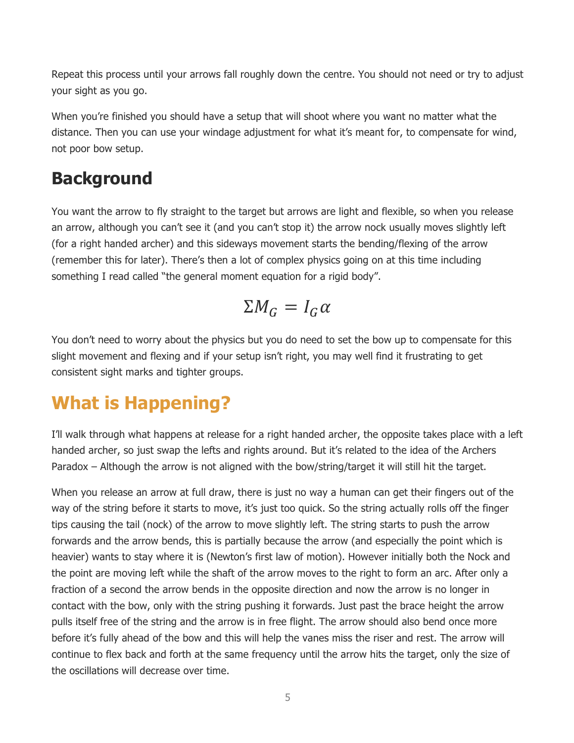Repeat this process until your arrows fall roughly down the centre. You should not need or try to adjust your sight as you go.

When you're finished you should have a setup that will shoot where you want no matter what the distance. Then you can use your windage adjustment for what it's meant for, to compensate for wind, not poor bow setup.

## Background

You want the arrow to fly straight to the target but arrows are light and flexible, so when you release an arrow, although you can't see it (and you can't stop it) the arrow nock usually moves slightly left (for a right handed archer) and this sideways movement starts the bending/flexing of the arrow (remember this for later). There's then a lot of complex physics going on at this time including something I read called "the general moment equation for a rigid body".

$$\Sigma M_G = I_G \alpha$$

You don't need to worry about the physics but you do need to set the bow up to compensate for this slight movement and flexing and if your setup isn't right, you may well find it frustrating to get consistent sight marks and tighter groups.

## What is Happening?

I'll walk through what happens at release for a right handed archer, the opposite takes place with a left handed archer, so just swap the lefts and rights around. But it's related to the idea of the Archers Paradox – Although the arrow is not aligned with the bow/string/target it will still hit the target.

When you release an arrow at full draw, there is just no way a human can get their fingers out of the way of the string before it starts to move, it's just too quick. So the string actually rolls off the finger tips causing the tail (nock) of the arrow to move slightly left. The string starts to push the arrow forwards and the arrow bends, this is partially because the arrow (and especially the point which is heavier) wants to stay where it is (Newton's first law of motion). However initially both the Nock and the point are moving left while the shaft of the arrow moves to the right to form an arc. After only a fraction of a second the arrow bends in the opposite direction and now the arrow is no longer in contact with the bow, only with the string pushing it forwards. Just past the brace height the arrow pulls itself free of the string and the arrow is in free flight. The arrow should also bend once more before it's fully ahead of the bow and this will help the vanes miss the riser and rest. The arrow will continue to flex back and forth at the same frequency until the arrow hits the target, only the size of the oscillations will decrease over time.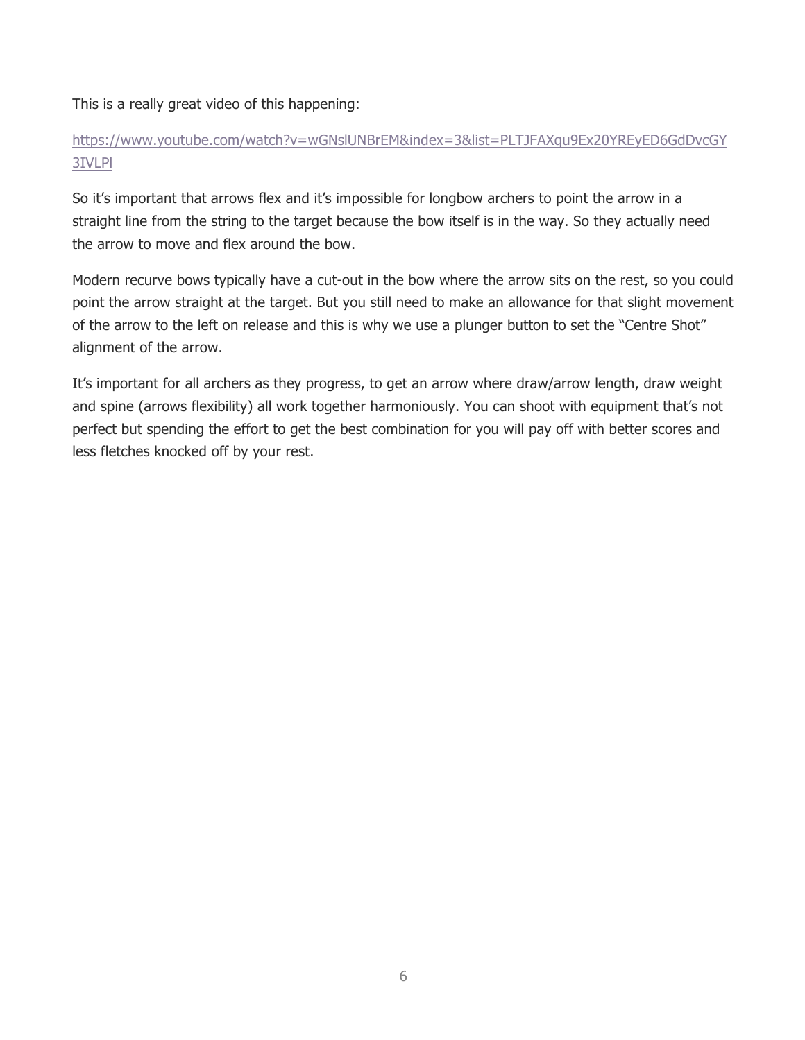This is a really great video of this happening:

[https://www.youtube.com/watch?v=wGNslUNBrEM&index=3&list=PLTJFAXqu9Ex20YREyED6GdDvcGY3IVLPl](https://www.youtube.com/watch?v=wGNslUNBrEM&index=3&list=PLTJFAXqu9Ex20YREyED6GdDvcGY3IVLPl)

So it's important that arrows flex and it's impossible for longbow archers to point the arrow in a straight line from the string to the target because the bow itself is in the way. So they actually need the arrow to move and flex around the bow.

Modern recurve bows typically have a cut-out in the bow where the arrow sits on the rest, so you could point the arrow straight at the target. But you still need to make an allowance for that slight movement of the arrow to the left on release and this is why we use a plunger button to set the "Centre Shot" alignment of the arrow.

It's important for all archers as they progress, to get an arrow where draw/arrow length, draw weight and spine (arrows flexibility) all work together harmoniously. You can shoot with equipment that's not perfect but spending the effort to get the best combination for you will pay off with better scores and less fletches knocked off by your rest.